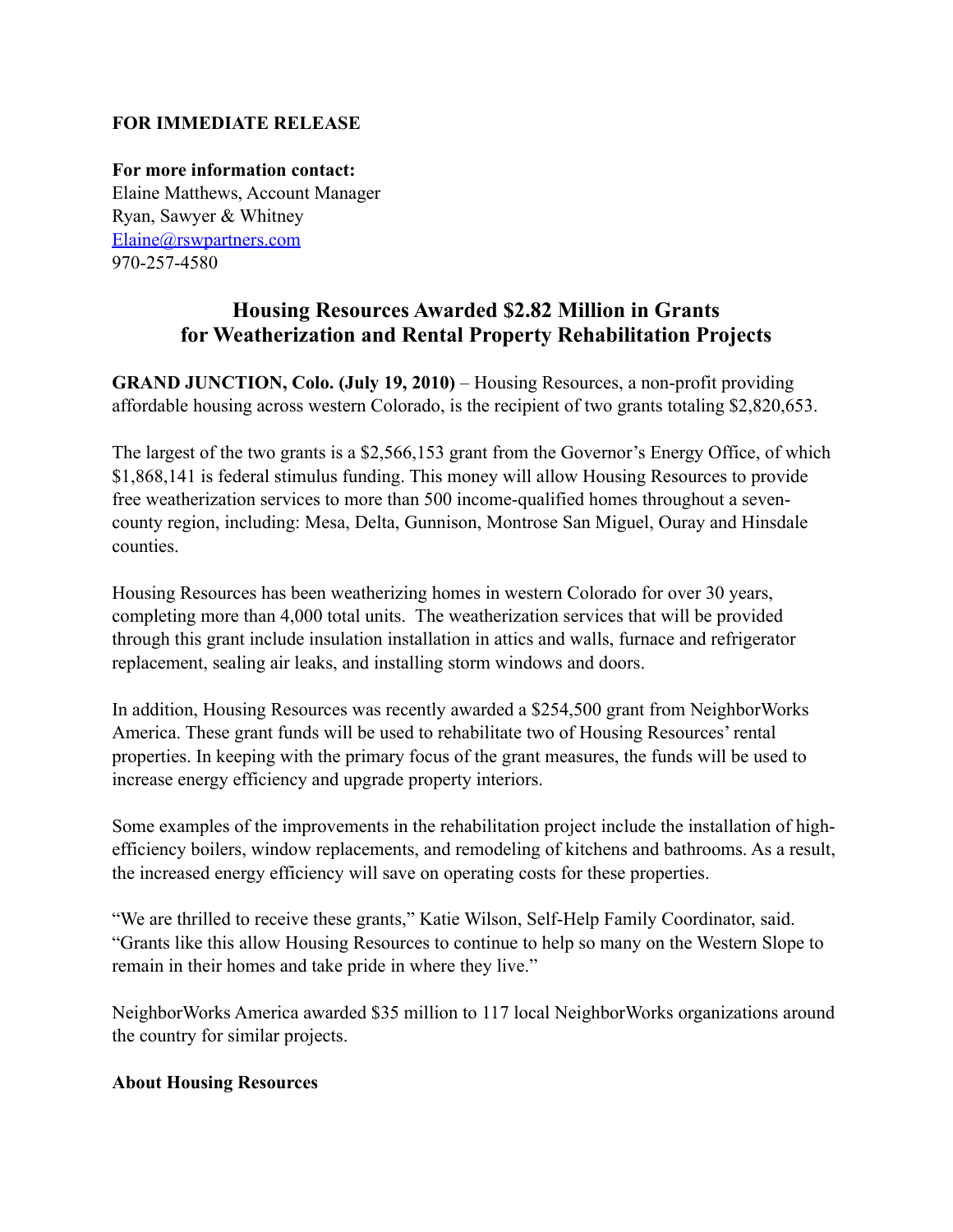**FOR IMMEDIATE RELEASE**

**For more information contact:**
Elaine Matthews, Account Manager
Ryan, Sawyer & Whitney
Elaine@rswpartners.com
970-257-4580

# Housing Resources Awarded $2.82 Million in Grants for Weatherization and Rental Property Rehabilitation Projects

**GRAND JUNCTION, Colo. (July 19, 2010)** – Housing Resources, a non-profit providing affordable housing across western Colorado, is the recipient of two grants totaling $2,820,653.

The largest of the two grants is a $2,566,153 grant from the Governor's Energy Office, of which $1,868,141 is federal stimulus funding. This money will allow Housing Resources to provide free weatherization services to more than 500 income-qualified homes throughout a seven-county region, including: Mesa, Delta, Gunnison, Montrose San Miguel, Ouray and Hinsdale counties.

Housing Resources has been weatherizing homes in western Colorado for over 30 years, completing more than 4,000 total units. The weatherization services that will be provided through this grant include insulation installation in attics and walls, furnace and refrigerator replacement, sealing air leaks, and installing storm windows and doors.

In addition, Housing Resources was recently awarded a $254,500 grant from NeighborWorks America. These grant funds will be used to rehabilitate two of Housing Resources' rental properties. In keeping with the primary focus of the grant measures, the funds will be used to increase energy efficiency and upgrade property interiors.

Some examples of the improvements in the rehabilitation project include the installation of high-efficiency boilers, window replacements, and remodeling of kitchens and bathrooms. As a result, the increased energy efficiency will save on operating costs for these properties.

"We are thrilled to receive these grants," Katie Wilson, Self-Help Family Coordinator, said. "Grants like this allow Housing Resources to continue to help so many on the Western Slope to remain in their homes and take pride in where they live."

NeighborWorks America awarded $35 million to 117 local NeighborWorks organizations around the country for similar projects.

**About Housing Resources**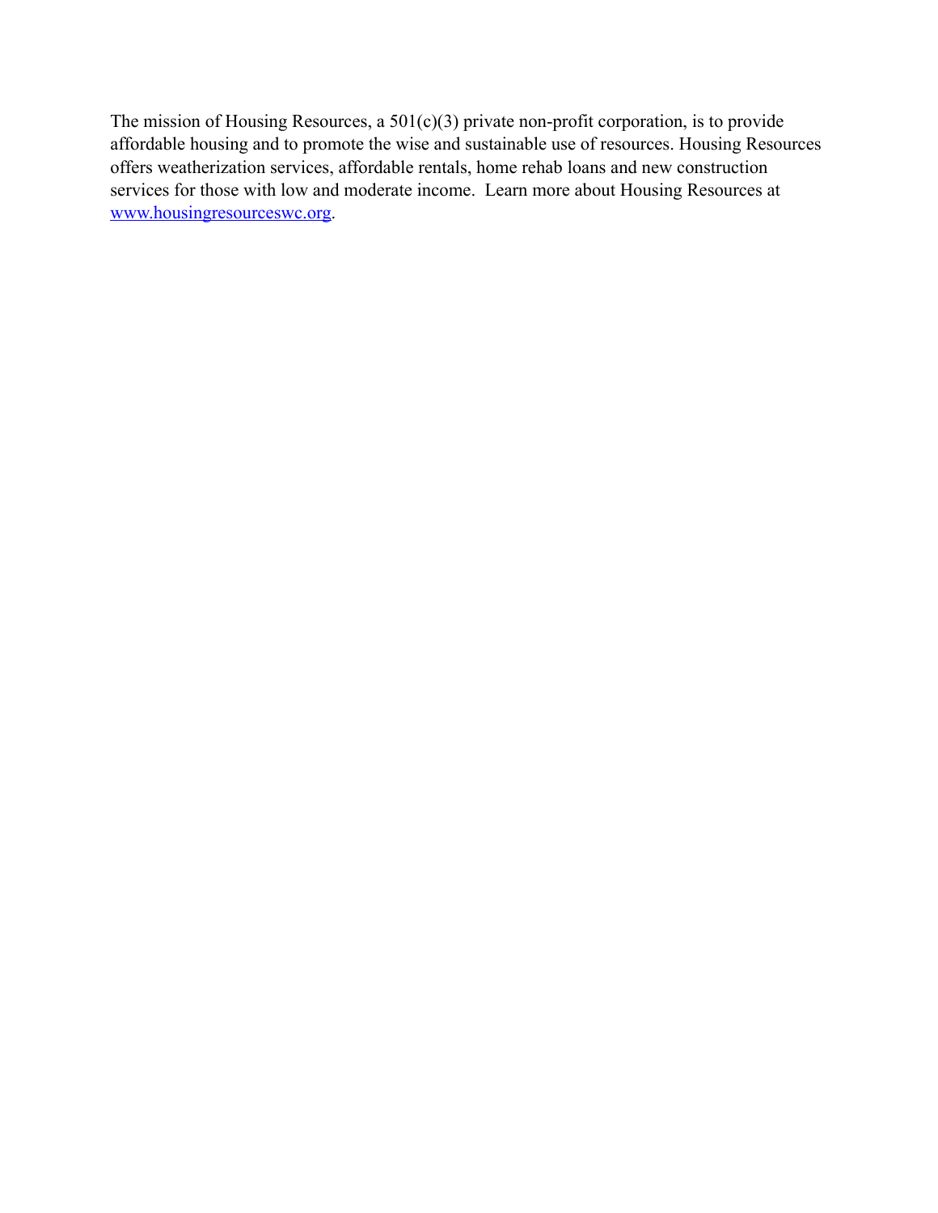The mission of Housing Resources, a 501(c)(3) private non-profit corporation, is to provide affordable housing and to promote the wise and sustainable use of resources. Housing Resources offers weatherization services, affordable rentals, home rehab loans and new construction services for those with low and moderate income.  Learn more about Housing Resources at [www.housingresourceswc.org](http://www.housingresourceswc.org).